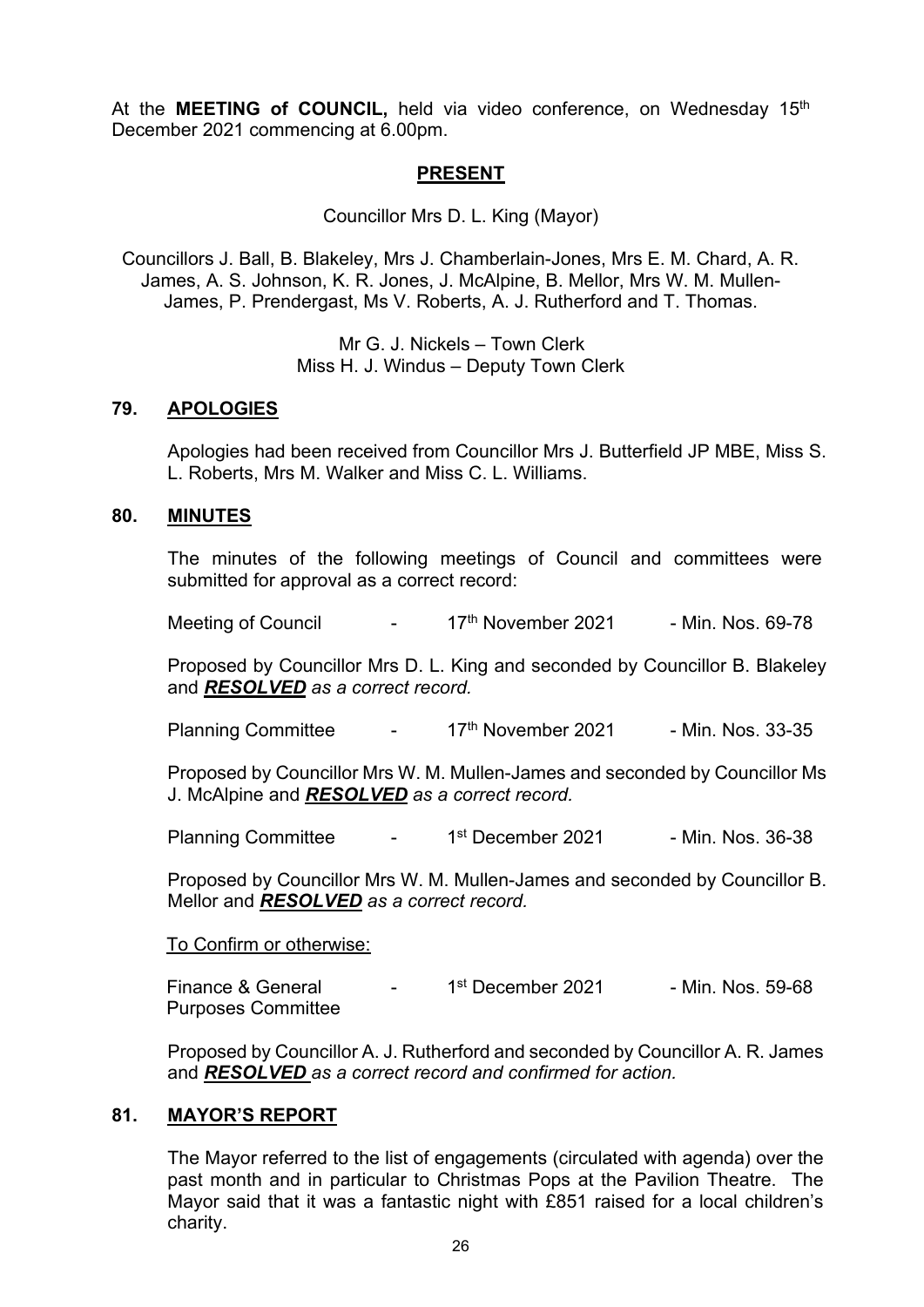At the **MEETING of COUNCIL,** held via video conference, on Wednesday 15th December 2021 commencing at 6.00pm.

## PRESENT

Councillor Mrs D. L. King (Mayor)

Councillors J. Ball, B. Blakeley, Mrs J. Chamberlain-Jones, Mrs E. M. Chard, A. R. James, A. S. Johnson, K. R. Jones, J. McAlpine, B. Mellor, Mrs W. M. Mullen-James, P. Prendergast, Ms V. Roberts, A. J. Rutherford and T. Thomas.

Mr G. J. Nickels – Town Clerk
Miss H. J. Windus – Deputy Town Clerk

## 79. APOLOGIES

Apologies had been received from Councillor Mrs J. Butterfield JP MBE, Miss S. L. Roberts, Mrs M. Walker and Miss C. L. Williams.

## 80. MINUTES

The minutes of the following meetings of Council and committees were submitted for approval as a correct record:

Meeting of Council - 17th November 2021 - Min. Nos. 69-78

Proposed by Councillor Mrs D. L. King and seconded by Councillor B. Blakeley and ***RESOLVED*** *as a correct record.*

Planning Committee - 17th November 2021 - Min. Nos. 33-35

Proposed by Councillor Mrs W. M. Mullen-James and seconded by Councillor Ms J. McAlpine and ***RESOLVED*** *as a correct record.*

Planning Committee - 1st December 2021 - Min. Nos. 36-38

Proposed by Councillor Mrs W. M. Mullen-James and seconded by Councillor B. Mellor and ***RESOLVED*** *as a correct record.*

To Confirm or otherwise:

Finance & General Purposes Committee - 1st December 2021 - Min. Nos. 59-68

Proposed by Councillor A. J. Rutherford and seconded by Councillor A. R. James and ***RESOLVED*** *as a correct record and confirmed for action.*

## 81. MAYOR'S REPORT

The Mayor referred to the list of engagements (circulated with agenda) over the past month and in particular to Christmas Pops at the Pavilion Theatre. The Mayor said that it was a fantastic night with £851 raised for a local children's charity.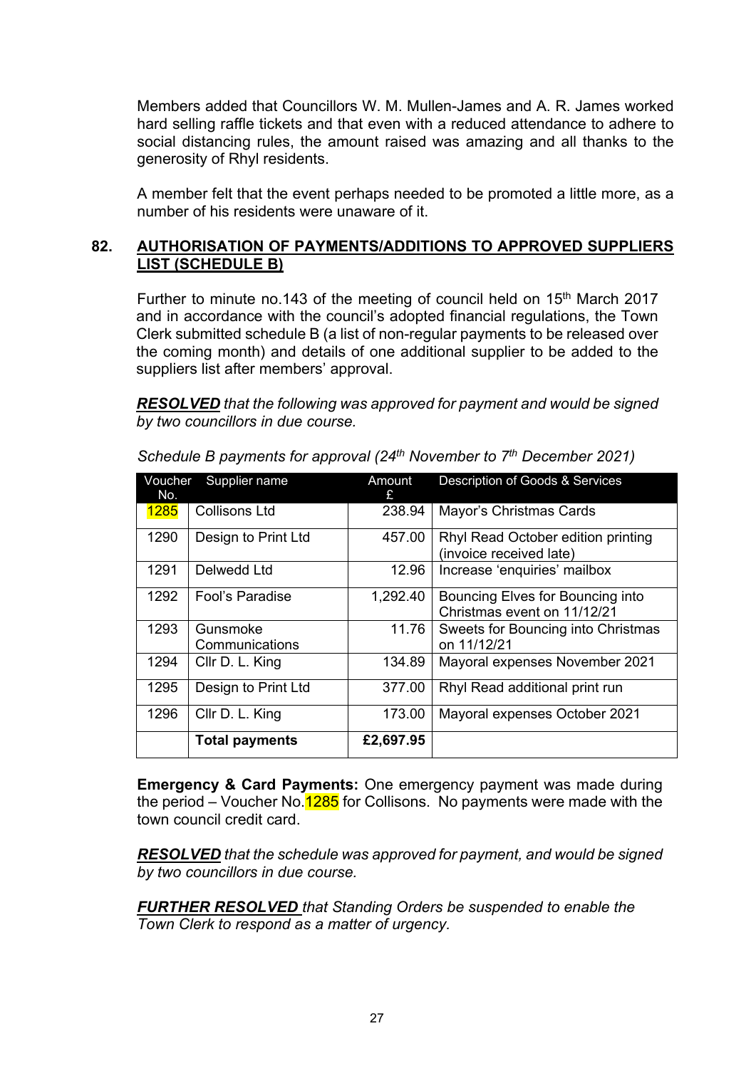Members added that Councillors W. M. Mullen-James and A. R. James worked hard selling raffle tickets and that even with a reduced attendance to adhere to social distancing rules, the amount raised was amazing and all thanks to the generosity of Rhyl residents.

A member felt that the event perhaps needed to be promoted a little more, as a number of his residents were unaware of it.

## 82. AUTHORISATION OF PAYMENTS/ADDITIONS TO APPROVED SUPPLIERS LIST (SCHEDULE B)

Further to minute no.143 of the meeting of council held on 15th March 2017 and in accordance with the council's adopted financial regulations, the Town Clerk submitted schedule B (a list of non-regular payments to be released over the coming month) and details of one additional supplier to be added to the suppliers list after members' approval.

***RESOLVED*** *that the following was approved for payment and would be signed by two councillors in due course.*

*Schedule B payments for approval (24th November to 7th December 2021)*

| Voucher No. | Supplier name | Amount £ | Description of Goods & Services |
|---|---|---|---|
| 1285 | Collisons Ltd | 238.94 | Mayor's Christmas Cards |
| 1290 | Design to Print Ltd | 457.00 | Rhyl Read October edition printing (invoice received late) |
| 1291 | Delwedd Ltd | 12.96 | Increase 'enquiries' mailbox |
| 1292 | Fool's Paradise | 1,292.40 | Bouncing Elves for Bouncing into Christmas event on 11/12/21 |
| 1293 | Gunsmoke Communications | 11.76 | Sweets for Bouncing into Christmas on 11/12/21 |
| 1294 | Cllr D. L. King | 134.89 | Mayoral expenses November 2021 |
| 1295 | Design to Print Ltd | 377.00 | Rhyl Read additional print run |
| 1296 | Cllr D. L. King | 173.00 | Mayoral expenses October 2021 |
| | **Total payments** | **£2,697.95** | |

**Emergency & Card Payments:** One emergency payment was made during the period – Voucher No.1285 for Collisons. No payments were made with the town council credit card.

***RESOLVED*** *that the schedule was approved for payment, and would be signed by two councillors in due course.*

***FURTHER RESOLVED*** *that Standing Orders be suspended to enable the Town Clerk to respond as a matter of urgency.*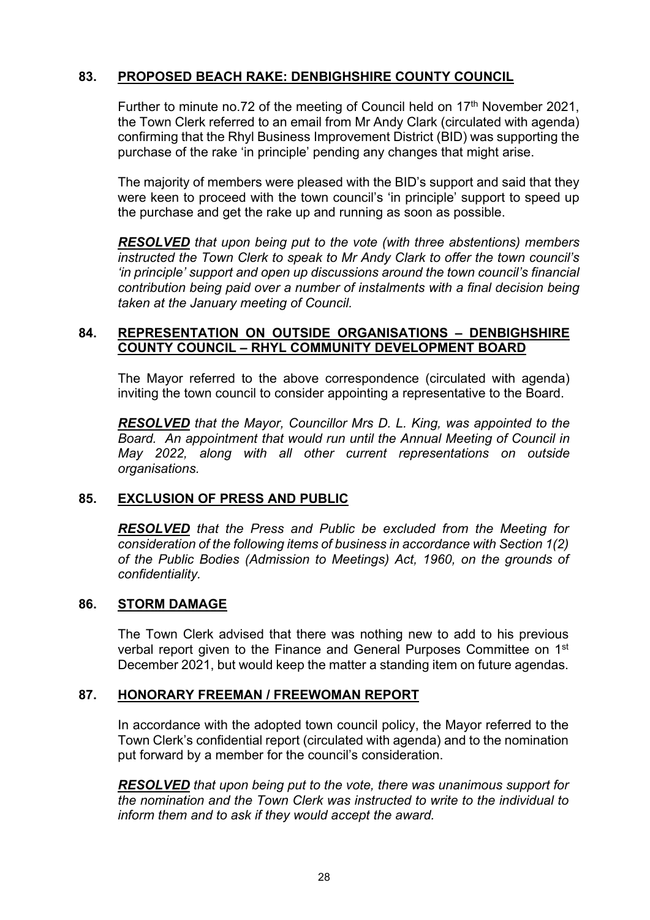## 83. PROPOSED BEACH RAKE: DENBIGHSHIRE COUNTY COUNCIL

Further to minute no.72 of the meeting of Council held on 17th November 2021, the Town Clerk referred to an email from Mr Andy Clark (circulated with agenda) confirming that the Rhyl Business Improvement District (BID) was supporting the purchase of the rake 'in principle' pending any changes that might arise.

The majority of members were pleased with the BID's support and said that they were keen to proceed with the town council's 'in principle' support to speed up the purchase and get the rake up and running as soon as possible.

***RESOLVED*** *that upon being put to the vote (with three abstentions) members instructed the Town Clerk to speak to Mr Andy Clark to offer the town council's 'in principle' support and open up discussions around the town council's financial contribution being paid over a number of instalments with a final decision being taken at the January meeting of Council.*

## 84. REPRESENTATION ON OUTSIDE ORGANISATIONS – DENBIGHSHIRE COUNTY COUNCIL – RHYL COMMUNITY DEVELOPMENT BOARD

The Mayor referred to the above correspondence (circulated with agenda) inviting the town council to consider appointing a representative to the Board.

***RESOLVED*** *that the Mayor, Councillor Mrs D. L. King, was appointed to the Board. An appointment that would run until the Annual Meeting of Council in May 2022, along with all other current representations on outside organisations.*

## 85. EXCLUSION OF PRESS AND PUBLIC

***RESOLVED*** *that the Press and Public be excluded from the Meeting for consideration of the following items of business in accordance with Section 1(2) of the Public Bodies (Admission to Meetings) Act, 1960, on the grounds of confidentiality.*

## 86. STORM DAMAGE

The Town Clerk advised that there was nothing new to add to his previous verbal report given to the Finance and General Purposes Committee on 1st December 2021, but would keep the matter a standing item on future agendas.

## 87. HONORARY FREEMAN / FREEWOMAN REPORT

In accordance with the adopted town council policy, the Mayor referred to the Town Clerk's confidential report (circulated with agenda) and to the nomination put forward by a member for the council's consideration.

***RESOLVED*** *that upon being put to the vote, there was unanimous support for the nomination and the Town Clerk was instructed to write to the individual to inform them and to ask if they would accept the award.*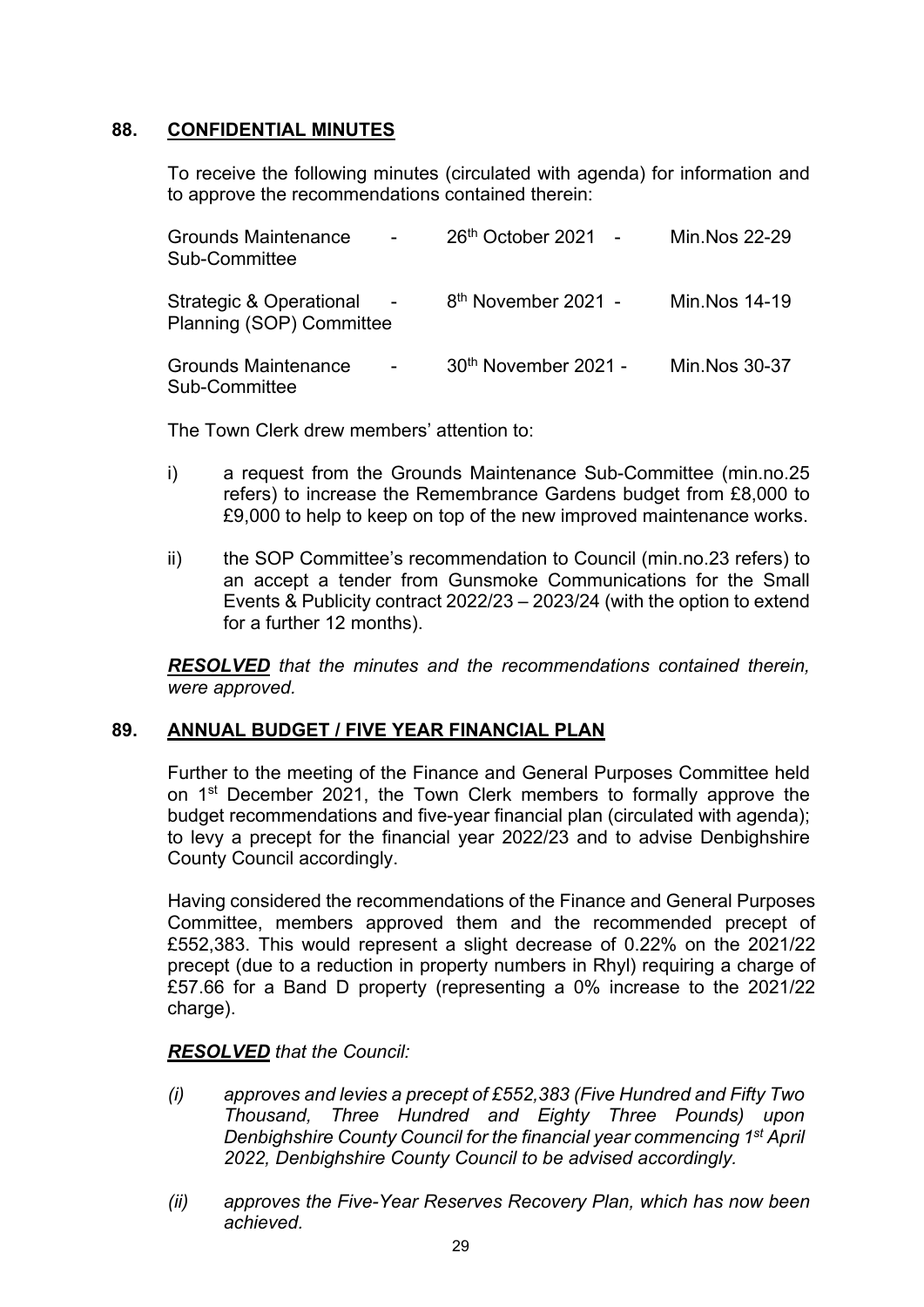## 88. CONFIDENTIAL MINUTES

To receive the following minutes (circulated with agenda) for information and to approve the recommendations contained therein:

| | | | | |
|---|---|---|---|---|
| Grounds Maintenance Sub-Committee | - | 26th October 2021 | - | Min.Nos 22-29 |
| Strategic & Operational Planning (SOP) Committee | - | 8th November 2021 | - | Min.Nos 14-19 |
| Grounds Maintenance Sub-Committee | - | 30th November 2021 | - | Min.Nos 30-37 |

The Town Clerk drew members' attention to:

i) a request from the Grounds Maintenance Sub-Committee (min.no.25 refers) to increase the Remembrance Gardens budget from £8,000 to £9,000 to help to keep on top of the new improved maintenance works.

ii) the SOP Committee's recommendation to Council (min.no.23 refers) to an accept a tender from Gunsmoke Communications for the Small Events & Publicity contract 2022/23 – 2023/24 (with the option to extend for a further 12 months).

***RESOLVED*** *that the minutes and the recommendations contained therein, were approved.*

## 89. ANNUAL BUDGET / FIVE YEAR FINANCIAL PLAN

Further to the meeting of the Finance and General Purposes Committee held on 1st December 2021, the Town Clerk members to formally approve the budget recommendations and five-year financial plan (circulated with agenda); to levy a precept for the financial year 2022/23 and to advise Denbighshire County Council accordingly.

Having considered the recommendations of the Finance and General Purposes Committee, members approved them and the recommended precept of £552,383. This would represent a slight decrease of 0.22% on the 2021/22 precept (due to a reduction in property numbers in Rhyl) requiring a charge of £57.66 for a Band D property (representing a 0% increase to the 2021/22 charge).

***RESOLVED*** *that the Council:*

*(i) approves and levies a precept of £552,383 (Five Hundred and Fifty Two Thousand, Three Hundred and Eighty Three Pounds) upon Denbighshire County Council for the financial year commencing 1st April 2022, Denbighshire County Council to be advised accordingly.*

*(ii) approves the Five-Year Reserves Recovery Plan, which has now been achieved.*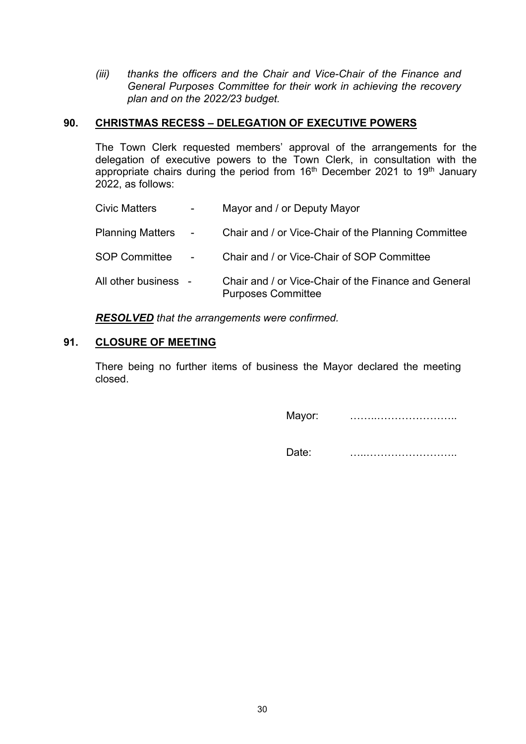*(iii) thanks the officers and the Chair and Vice-Chair of the Finance and General Purposes Committee for their work in achieving the recovery plan and on the 2022/23 budget.*

## 90. CHRISTMAS RECESS – DELEGATION OF EXECUTIVE POWERS

The Town Clerk requested members' approval of the arrangements for the delegation of executive powers to the Town Clerk, in consultation with the appropriate chairs during the period from 16th December 2021 to 19th January 2022, as follows:

| | | |
|---|---|---|
| Civic Matters | - | Mayor and / or Deputy Mayor |
| Planning Matters | - | Chair and / or Vice-Chair of the Planning Committee |
| SOP Committee | - | Chair and / or Vice-Chair of SOP Committee |
| All other business | - | Chair and / or Vice-Chair of the Finance and General Purposes Committee |

***RESOLVED*** *that the arrangements were confirmed.*

## 91. CLOSURE OF MEETING

There being no further items of business the Mayor declared the meeting closed.

Mayor: ……..…………………..

Date: …..……………………..